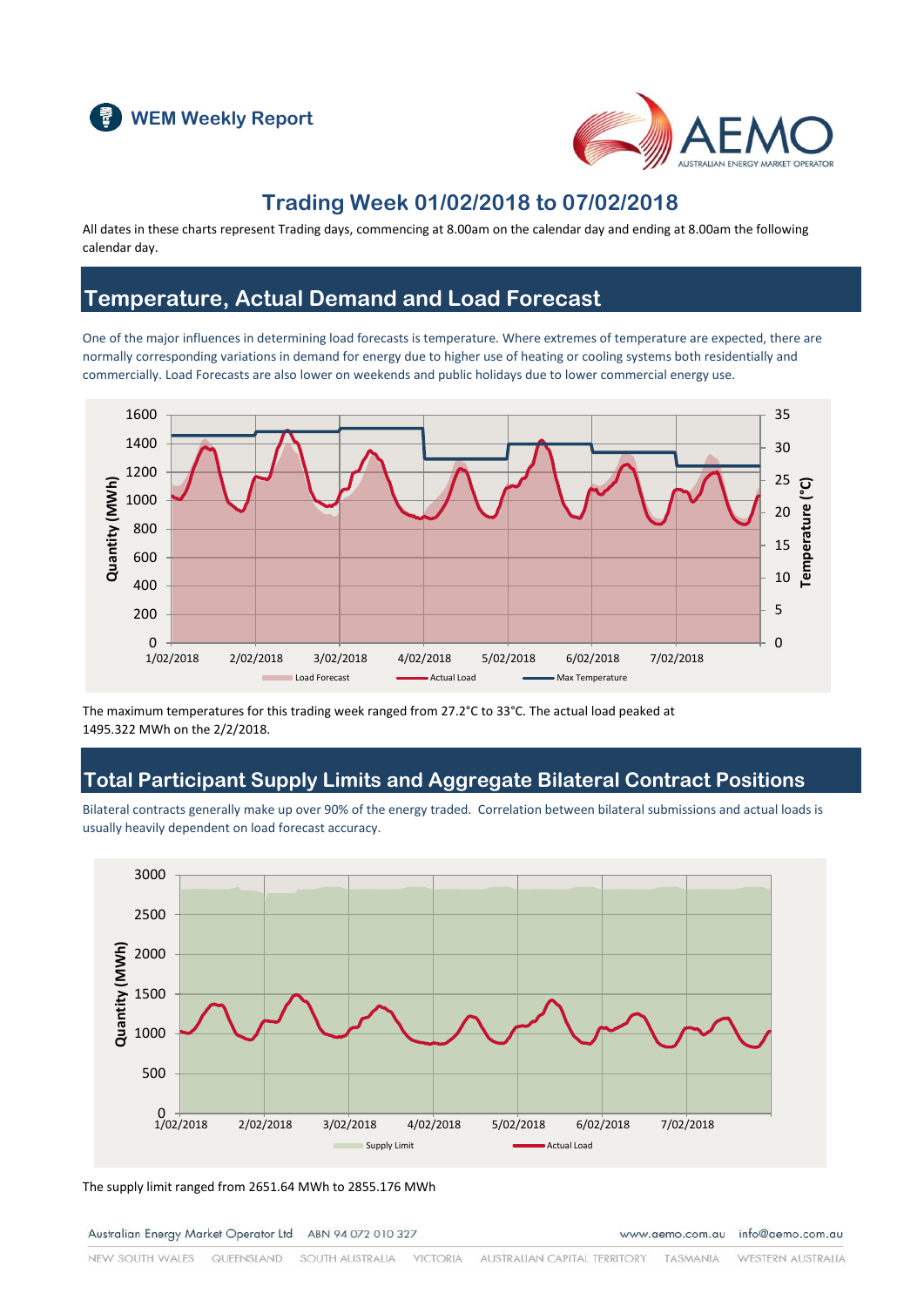# WEM Weekly Report

## Trading Week 01/02/2018 to 07/02/2018

All dates in these charts represent Trading days, commencing at 8.00am on the calendar day and ending at 8.00am the following calendar day.

## Temperature, Actual Demand and Load Forecast

One of the major influences in determining load forecasts is temperature. Where extremes of temperature are expected, there are normally corresponding variations in demand for energy due to higher use of heating or cooling systems both residentially and commercially. Load Forecasts are also lower on weekends and public holidays due to lower commercial energy use.

The maximum temperatures for this trading week ranged from 27.2°C to 33°C. The actual load peaked at 1495.322 MWh on the 2/2/2018.

## Total Participant Supply Limits and Aggregate Bilateral Contract Positions

Bilateral contracts generally make up over 90% of the energy traded. Correlation between bilateral submissions and actual loads is usually heavily dependent on load forecast accuracy.

The supply limit ranged from 2651.64 MWh to 2855.176 MWh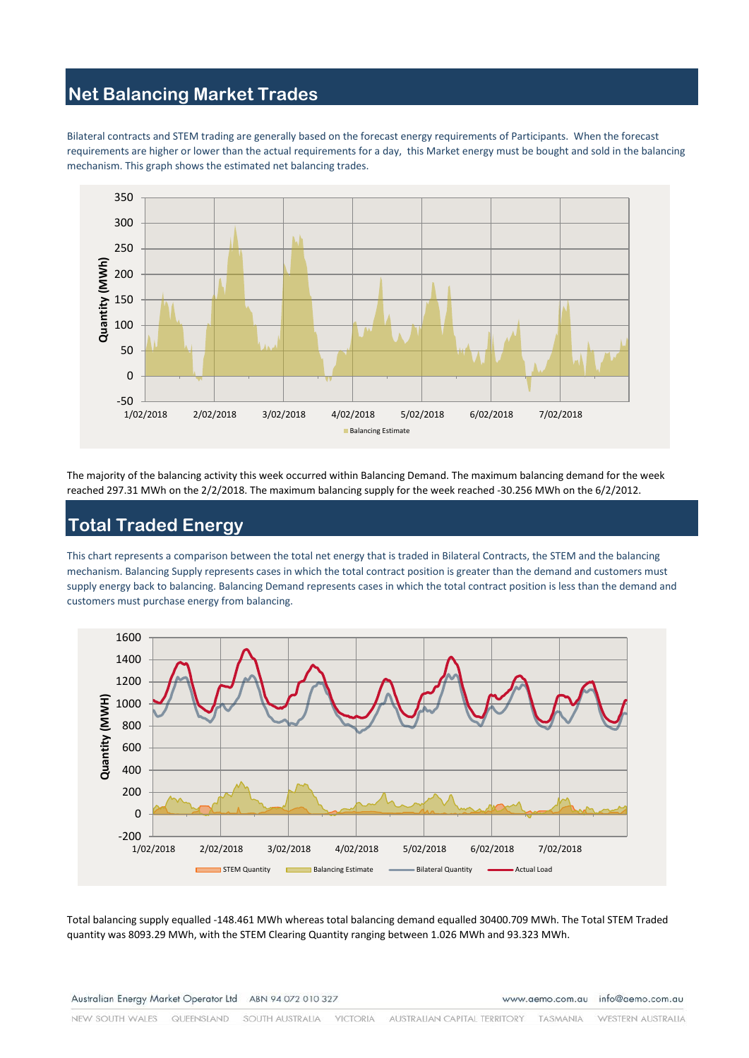## Net Balancing Market Trades

Bilateral contracts and STEM trading are generally based on the forecast energy requirements of Participants. When the forecast requirements are higher or lower than the actual requirements for a day, this Market energy must be bought and sold in the balancing mechanism. This graph shows the estimated net balancing trades.

The majority of the balancing activity this week occurred within Balancing Demand. The maximum balancing demand for the week reached 297.31 MWh on the 2/2/2018. The maximum balancing supply for the week reached -30.256 MWh on the 6/2/2012.

## Total Traded Energy

This chart represents a comparison between the total net energy that is traded in Bilateral Contracts, the STEM and the balancing mechanism. Balancing Supply represents cases in which the total contract position is greater than the demand and customers must supply energy back to balancing. Balancing Demand represents cases in which the total contract position is less than the demand and customers must purchase energy from balancing.

Total balancing supply equalled -148.461 MWh whereas total balancing demand equalled 30400.709 MWh. The Total STEM Traded quantity was 8093.29 MWh, with the STEM Clearing Quantity ranging between 1.026 MWh and 93.323 MWh.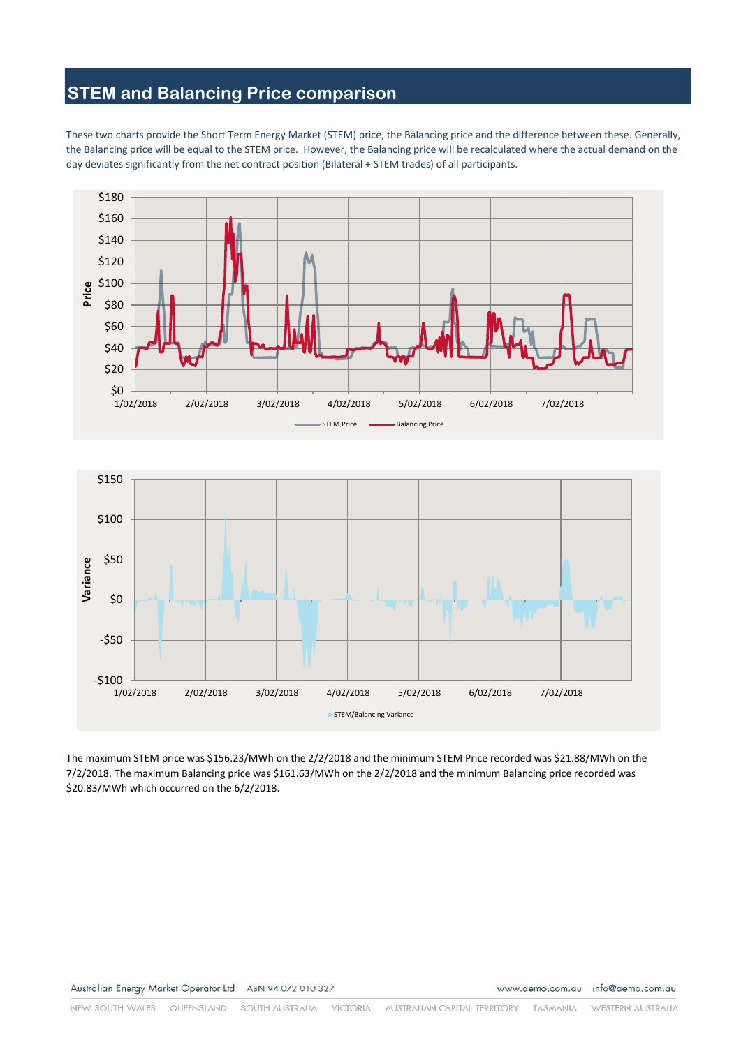## STEM and Balancing Price comparison

These two charts provide the Short Term Energy Market (STEM) price, the Balancing price and the difference between these. Generally, the Balancing price will be equal to the STEM price. However, the Balancing price will be recalculated where the actual demand on the day deviates significantly from the net contract position (Bilateral + STEM trades) of all participants.

Price

$180
$160
$140
$120
$100
$80
$60
$40
$20
$0

1/02/2018 2/02/2018 3/02/2018 4/02/2018 5/02/2018 6/02/2018 7/02/2018

STEM Price Balancing Price

Variance

$150
$100
$50
$0
-$50
-$100

1/02/2018 2/02/2018 3/02/2018 4/02/2018 5/02/2018 6/02/2018 7/02/2018

STEM/Balancing Variance

The maximum STEM price was $156.23/MWh on the 2/2/2018 and the minimum STEM Price recorded was $21.88/MWh on the 7/2/2018. The maximum Balancing price was $161.63/MWh on the 2/2/2018 and the minimum Balancing price recorded was $20.83/MWh which occurred on the 6/2/2018.